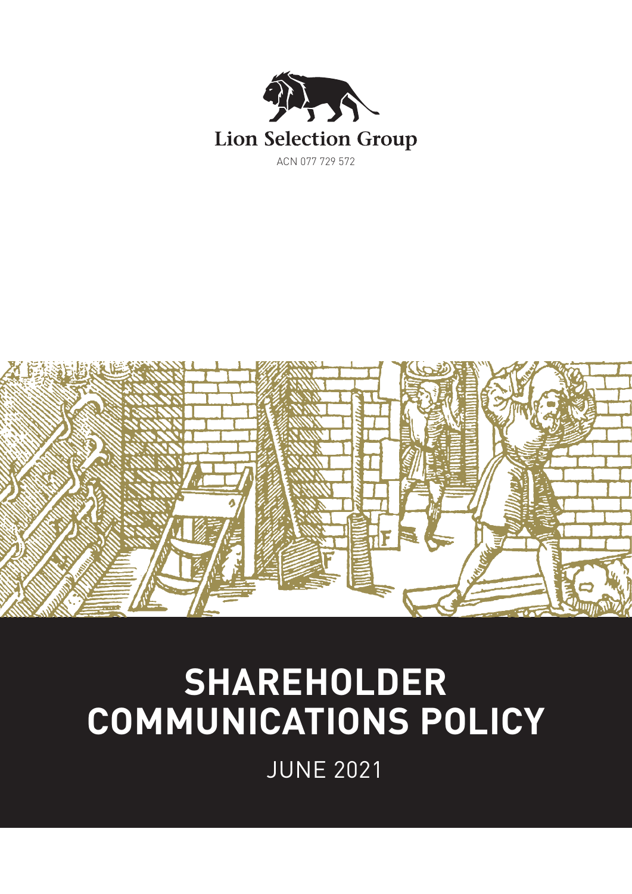Lion Selection Group

ACN 077 729 572

# SHAREHOLDER COMMUNICATIONS POLICY

JUNE 2021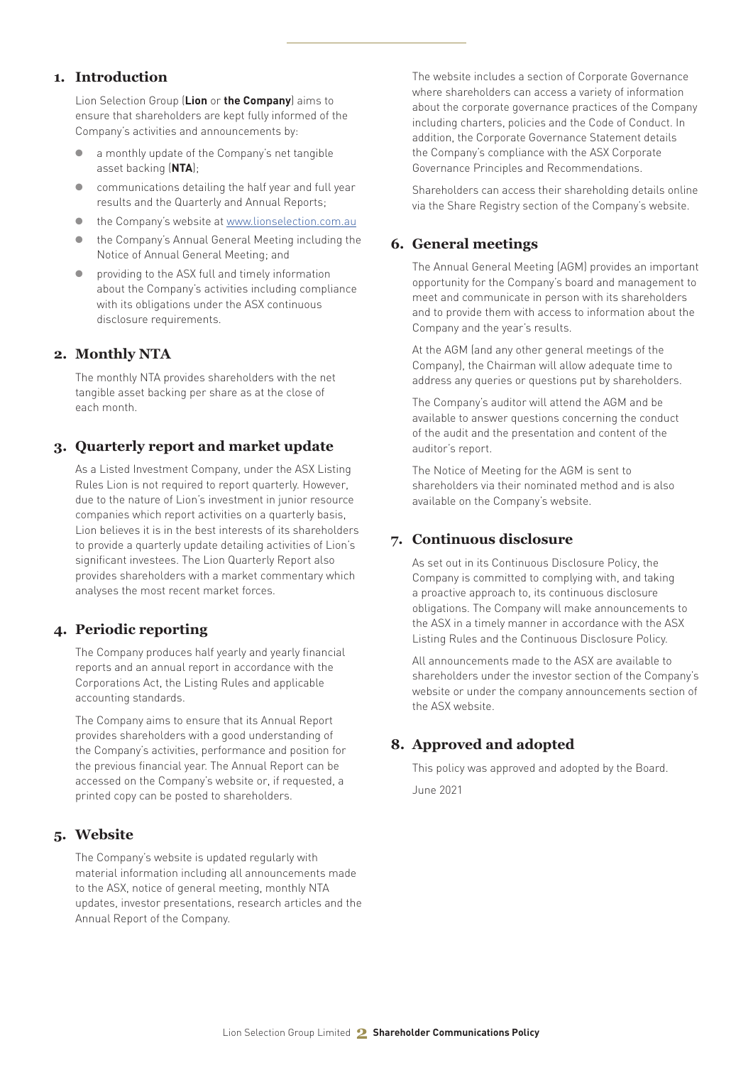## 1. Introduction

Lion Selection Group (**Lion** or **the Company**) aims to ensure that shareholders are kept fully informed of the Company's activities and announcements by:

- a monthly update of the Company's net tangible asset backing (**NTA**);
- communications detailing the half year and full year results and the Quarterly and Annual Reports;
- the Company's website at www.lionselection.com.au
- the Company's Annual General Meeting including the Notice of Annual General Meeting; and
- providing to the ASX full and timely information about the Company's activities including compliance with its obligations under the ASX continuous disclosure requirements.

## 2. Monthly NTA

The monthly NTA provides shareholders with the net tangible asset backing per share as at the close of each month.

## 3. Quarterly report and market update

As a Listed Investment Company, under the ASX Listing Rules Lion is not required to report quarterly. However, due to the nature of Lion's investment in junior resource companies which report activities on a quarterly basis, Lion believes it is in the best interests of its shareholders to provide a quarterly update detailing activities of Lion's significant investees. The Lion Quarterly Report also provides shareholders with a market commentary which analyses the most recent market forces.

## 4. Periodic reporting

The Company produces half yearly and yearly financial reports and an annual report in accordance with the Corporations Act, the Listing Rules and applicable accounting standards.

The Company aims to ensure that its Annual Report provides shareholders with a good understanding of the Company's activities, performance and position for the previous financial year. The Annual Report can be accessed on the Company's website or, if requested, a printed copy can be posted to shareholders.

## 5. Website

The Company's website is updated regularly with material information including all announcements made to the ASX, notice of general meeting, monthly NTA updates, investor presentations, research articles and the Annual Report of the Company.

The website includes a section of Corporate Governance where shareholders can access a variety of information about the corporate governance practices of the Company including charters, policies and the Code of Conduct. In addition, the Corporate Governance Statement details the Company's compliance with the ASX Corporate Governance Principles and Recommendations.

Shareholders can access their shareholding details online via the Share Registry section of the Company's website.

## 6. General meetings

The Annual General Meeting (AGM) provides an important opportunity for the Company's board and management to meet and communicate in person with its shareholders and to provide them with access to information about the Company and the year's results.

At the AGM (and any other general meetings of the Company), the Chairman will allow adequate time to address any queries or questions put by shareholders.

The Company's auditor will attend the AGM and be available to answer questions concerning the conduct of the audit and the presentation and content of the auditor's report.

The Notice of Meeting for the AGM is sent to shareholders via their nominated method and is also available on the Company's website.

## 7. Continuous disclosure

As set out in its Continuous Disclosure Policy, the Company is committed to complying with, and taking a proactive approach to, its continuous disclosure obligations. The Company will make announcements to the ASX in a timely manner in accordance with the ASX Listing Rules and the Continuous Disclosure Policy.

All announcements made to the ASX are available to shareholders under the investor section of the Company's website or under the company announcements section of the ASX website.

## 8. Approved and adopted

This policy was approved and adopted by the Board.

June 2021